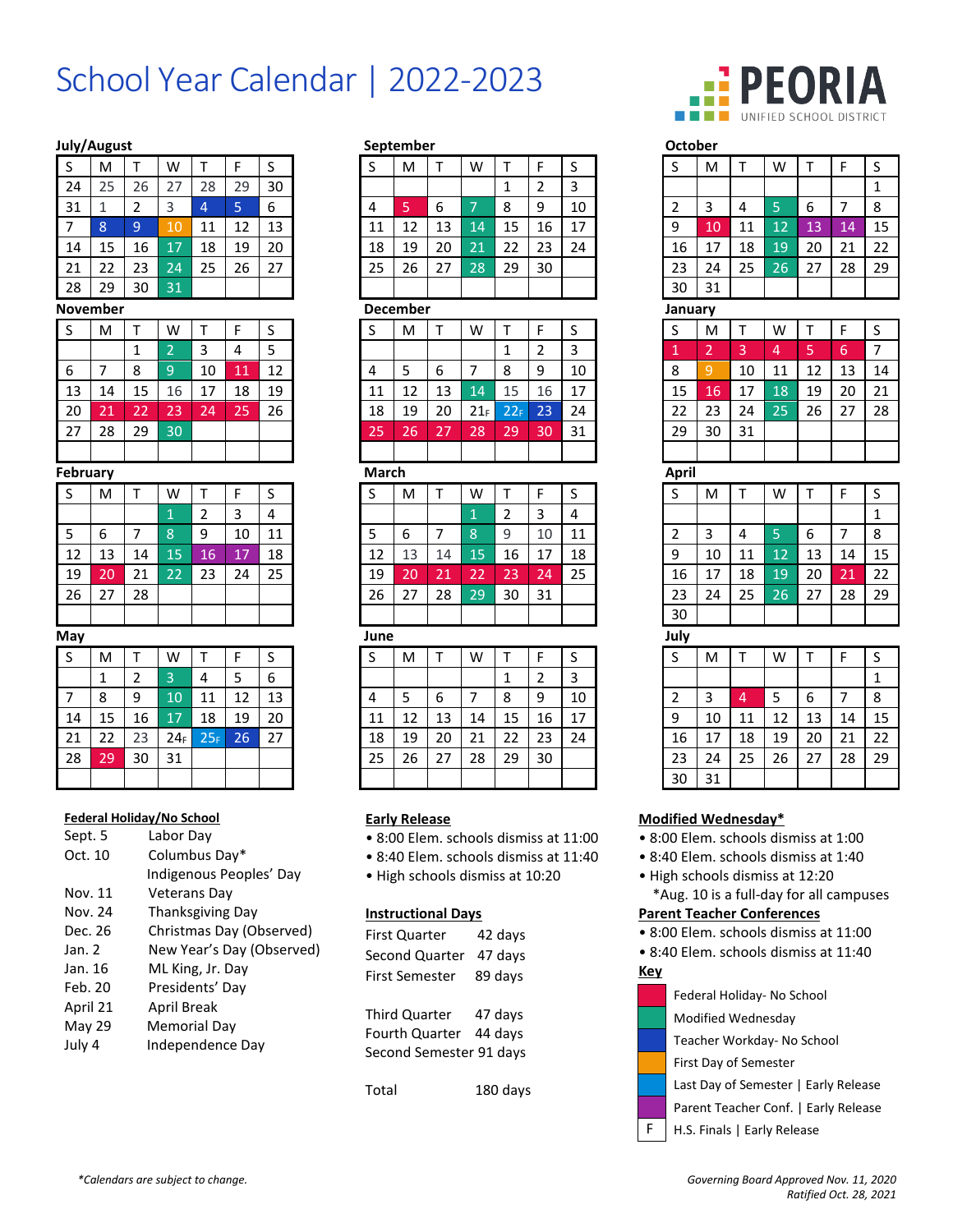# School Year Calendar | 2022-2023

PEORIA UNIFIED SCHOOL DISTRICT

**July/August**

| S | M | T | W | T | F | S |
|---|---|---|---|---|---|---|
| 24 | 25 | 26 | 27 | 28 | 29 | 30 |
| 31 | 1 | 2 | 3 | 4 | 5 | 6 |
| 7 | 8 | 9 | 10 | 11 | 12 | 13 |
| 14 | 15 | 16 | 17 | 18 | 19 | 20 |
| 21 | 22 | 23 | 24 | 25 | 26 | 27 |
| 28 | 29 | 30 | 31 | | | |

**September**

| S | M | T | W | T | F | S |
|---|---|---|---|---|---|---|
| | | | | 1 | 2 | 3 |
| 4 | 5 | 6 | 7 | 8 | 9 | 10 |
| 11 | 12 | 13 | 14 | 15 | 16 | 17 |
| 18 | 19 | 20 | 21 | 22 | 23 | 24 |
| 25 | 26 | 27 | 28 | 29 | 30 | |

**October**

| S | M | T | W | T | F | S |
|---|---|---|---|---|---|---|
| | | | | | | 1 |
| 2 | 3 | 4 | 5 | 6 | 7 | 8 |
| 9 | 10 | 11 | 12 | 13 | 14 | 15 |
| 16 | 17 | 18 | 19 | 20 | 21 | 22 |
| 23 | 24 | 25 | 26 | 27 | 28 | 29 |
| 30 | 31 | | | | | |

**November**

| S | M | T | W | T | F | S |
|---|---|---|---|---|---|---|
| | | 1 | 2 | 3 | 4 | 5 |
| 6 | 7 | 8 | 9 | 10 | 11 | 12 |
| 13 | 14 | 15 | 16 | 17 | 18 | 19 |
| 20 | 21 | 22 | 23 | 24 | 25 | 26 |
| 27 | 28 | 29 | 30 | | | |

**December**

| S | M | T | W | T | F | S |
|---|---|---|---|---|---|---|
| | | | | 1 | 2 | 3 |
| 4 | 5 | 6 | 7 | 8 | 9 | 10 |
| 11 | 12 | 13 | 14 | 15 | 16 | 17 |
| 18 | 19 | 20 | 21 F | 22 F | 23 | 24 |
| 25 | 26 | 27 | 28 | 29 | 30 | 31 |

**January**

| S | M | T | W | T | F | S |
|---|---|---|---|---|---|---|
| 1 | 2 | 3 | 4 | 5 | 6 | 7 |
| 8 | 9 | 10 | 11 | 12 | 13 | 14 |
| 15 | 16 | 17 | 18 | 19 | 20 | 21 |
| 22 | 23 | 24 | 25 | 26 | 27 | 28 |
| 29 | 30 | 31 | | | | |

**February**

| S | M | T | W | T | F | S |
|---|---|---|---|---|---|---|
| | | | 1 | 2 | 3 | 4 |
| 5 | 6 | 7 | 8 | 9 | 10 | 11 |
| 12 | 13 | 14 | 15 | 16 | 17 | 18 |
| 19 | 20 | 21 | 22 | 23 | 24 | 25 |
| 26 | 27 | 28 | | | | |

**March**

| S | M | T | W | T | F | S |
|---|---|---|---|---|---|---|
| | | | 1 | 2 | 3 | 4 |
| 5 | 6 | 7 | 8 | 9 | 10 | 11 |
| 12 | 13 | 14 | 15 | 16 | 17 | 18 |
| 19 | 20 | 21 | 22 | 23 | 24 | 25 |
| 26 | 27 | 28 | 29 | 30 | 31 | |

**April**

| S | M | T | W | T | F | S |
|---|---|---|---|---|---|---|
| | | | | | | 1 |
| 2 | 3 | 4 | 5 | 6 | 7 | 8 |
| 9 | 10 | 11 | 12 | 13 | 14 | 15 |
| 16 | 17 | 18 | 19 | 20 | 21 | 22 |
| 23 | 24 | 25 | 26 | 27 | 28 | 29 |
| 30 | | | | | | |

**May**

| S | M | T | W | T | F | S |
|---|---|---|---|---|---|---|
| | 1 | 2 | 3 | 4 | 5 | 6 |
| 7 | 8 | 9 | 10 | 11 | 12 | 13 |
| 14 | 15 | 16 | 17 | 18 | 19 | 20 |
| 21 | 22 | 23 | 24 F | 25 F | 26 | 27 |
| 28 | 29 | 30 | 31 | | | |

**June**

| S | M | T | W | T | F | S |
|---|---|---|---|---|---|---|
| | | | | 1 | 2 | 3 |
| 4 | 5 | 6 | 7 | 8 | 9 | 10 |
| 11 | 12 | 13 | 14 | 15 | 16 | 17 |
| 18 | 19 | 20 | 21 | 22 | 23 | 24 |
| 25 | 26 | 27 | 28 | 29 | 30 | |

**July**

| S | M | T | W | T | F | S |
|---|---|---|---|---|---|---|
| | | | | | | 1 |
| 2 | 3 | 4 | 5 | 6 | 7 | 8 |
| 9 | 10 | 11 | 12 | 13 | 14 | 15 |
| 16 | 17 | 18 | 19 | 20 | 21 | 22 |
| 23 | 24 | 25 | 26 | 27 | 28 | 29 |
| 30 | 31 | | | | | |

**Federal Holiday/No School**

| | |
|---|---|
| Sept. 5 | Labor Day |
| Oct. 10 | Columbus Day* Indigenous Peoples' Day |
| Nov. 11 | Veterans Day |
| Nov. 24 | Thanksgiving Day |
| Dec. 26 | Christmas Day (Observed) |
| Jan. 2 | New Year's Day (Observed) |
| Jan. 16 | ML King, Jr. Day |
| Feb. 20 | Presidents' Day |
| April 21 | April Break |
| May 29 | Memorial Day |
| July 4 | Independence Day |

**Early Release**

- 8:00 Elem. schools dismiss at 11:00
- 8:40 Elem. schools dismiss at 11:40
- High schools dismiss at 10:20

**Instructional Days**

| | |
|---|---|
| First Quarter | 42 days |
| Second Quarter | 47 days |
| First Semester | 89 days |
| Third Quarter | 47 days |
| Fourth Quarter | 44 days |
| Second Semester | 91 days |
| Total | 180 days |

**Modified Wednesday***

- 8:00 Elem. schools dismiss at 1:00
- 8:40 Elem. schools dismiss at 1:40
- High schools dismiss at 12:20

*Aug. 10 is a full-day for all campuses

**Parent Teacher Conferences**

- 8:00 Elem. schools dismiss at 11:00
- 8:40 Elem. schools dismiss at 11:40

**Key**

- Federal Holiday- No School
- Modified Wednesday
- Teacher Workday- No School
- First Day of Semester
- Last Day of Semester | Early Release
- Parent Teacher Conf. | Early Release
- F — H.S. Finals | Early Release

*Calendars are subject to change.*

*Governing Board Approved Nov. 11, 2020*
*Ratified Oct. 28, 2021*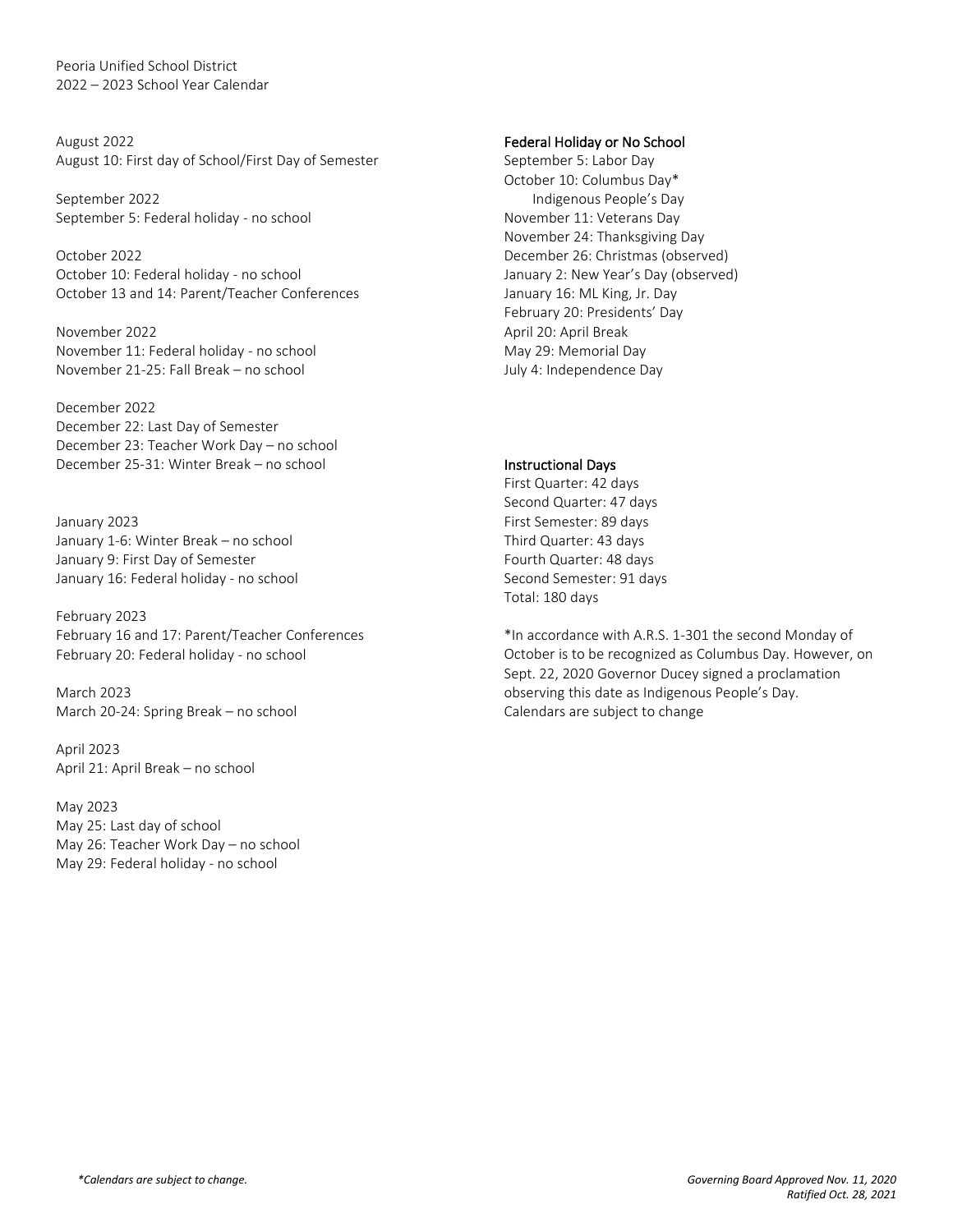Peoria Unified School District
2022 – 2023 School Year Calendar

August 2022
August 10: First day of School/First Day of Semester

September 2022
September 5: Federal holiday - no school

October 2022
October 10: Federal holiday - no school
October 13 and 14: Parent/Teacher Conferences

November 2022
November 11: Federal holiday - no school
November 21-25: Fall Break – no school

December 2022
December 22: Last Day of Semester
December 23: Teacher Work Day – no school
December 25-31: Winter Break – no school

January 2023
January 1-6: Winter Break – no school
January 9: First Day of Semester
January 16: Federal holiday - no school

February 2023
February 16 and 17: Parent/Teacher Conferences
February 20: Federal holiday - no school

March 2023
March 20-24: Spring Break – no school

April 2023
April 21: April Break – no school

May 2023
May 25: Last day of school
May 26: Teacher Work Day – no school
May 29: Federal holiday - no school

### Federal Holiday or No School

September 5: Labor Day
October 10: Columbus Day*
Indigenous People's Day
November 11: Veterans Day
November 24: Thanksgiving Day
December 26: Christmas (observed)
January 2: New Year's Day (observed)
January 16: ML King, Jr. Day
February 20: Presidents' Day
April 20: April Break
May 29: Memorial Day
July 4: Independence Day

### Instructional Days

First Quarter: 42 days
Second Quarter: 47 days
First Semester: 89 days
Third Quarter: 43 days
Fourth Quarter: 48 days
Second Semester: 91 days
Total: 180 days

*In accordance with A.R.S. 1-301 the second Monday of October is to be recognized as Columbus Day. However, on Sept. 22, 2020 Governor Ducey signed a proclamation observing this date as Indigenous People's Day.
Calendars are subject to change

*\*Calendars are subject to change.*

*Governing Board Approved Nov. 11, 2020*
*Ratified Oct. 28, 2021*